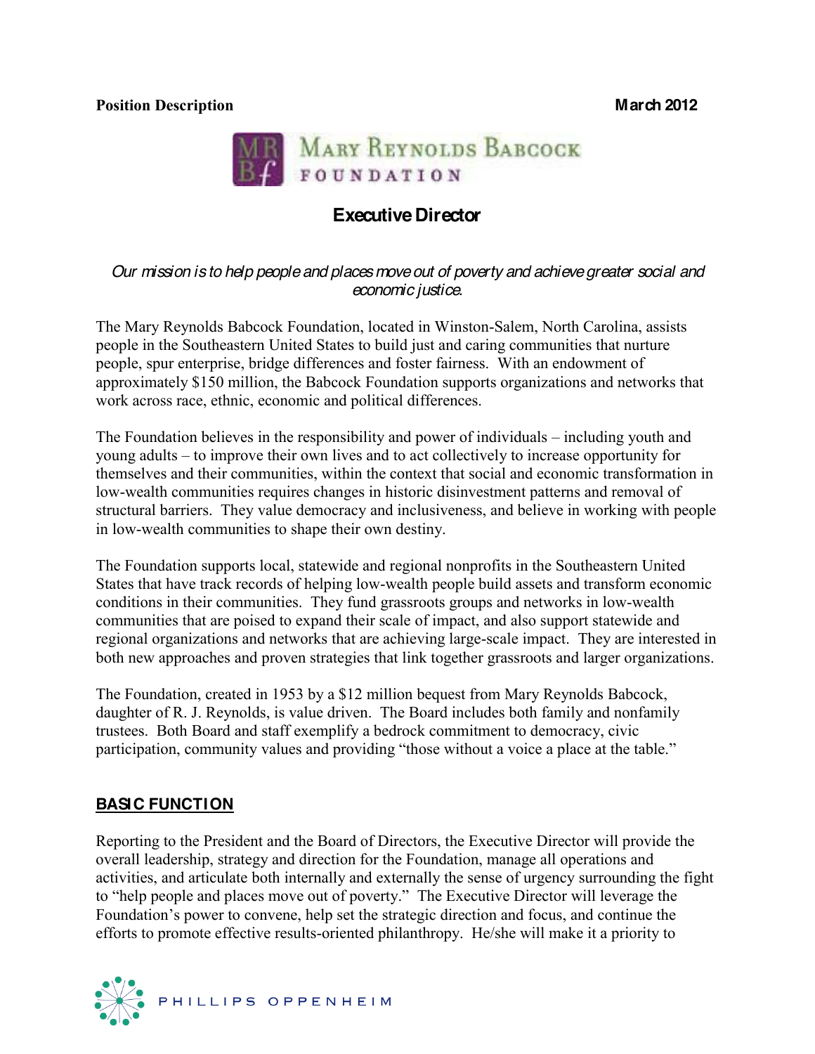**Position Description** **March 2012**

MARY REYNOLDS BABCOCK FOUNDATION

# Executive Director

*Our mission is to help people and places move out of poverty and achieve greater social and economic justice.*

The Mary Reynolds Babcock Foundation, located in Winston-Salem, North Carolina, assists people in the Southeastern United States to build just and caring communities that nurture people, spur enterprise, bridge differences and foster fairness. With an endowment of approximately $150 million, the Babcock Foundation supports organizations and networks that work across race, ethnic, economic and political differences.

The Foundation believes in the responsibility and power of individuals – including youth and young adults – to improve their own lives and to act collectively to increase opportunity for themselves and their communities, within the context that social and economic transformation in low-wealth communities requires changes in historic disinvestment patterns and removal of structural barriers. They value democracy and inclusiveness, and believe in working with people in low-wealth communities to shape their own destiny.

The Foundation supports local, statewide and regional nonprofits in the Southeastern United States that have track records of helping low-wealth people build assets and transform economic conditions in their communities. They fund grassroots groups and networks in low-wealth communities that are poised to expand their scale of impact, and also support statewide and regional organizations and networks that are achieving large-scale impact. They are interested in both new approaches and proven strategies that link together grassroots and larger organizations.

The Foundation, created in 1953 by a $12 million bequest from Mary Reynolds Babcock, daughter of R. J. Reynolds, is value driven. The Board includes both family and nonfamily trustees. Both Board and staff exemplify a bedrock commitment to democracy, civic participation, community values and providing "those without a voice a place at the table."

## BASIC FUNCTION

Reporting to the President and the Board of Directors, the Executive Director will provide the overall leadership, strategy and direction for the Foundation, manage all operations and activities, and articulate both internally and externally the sense of urgency surrounding the fight to "help people and places move out of poverty." The Executive Director will leverage the Foundation's power to convene, help set the strategic direction and focus, and continue the efforts to promote effective results-oriented philanthropy. He/she will make it a priority to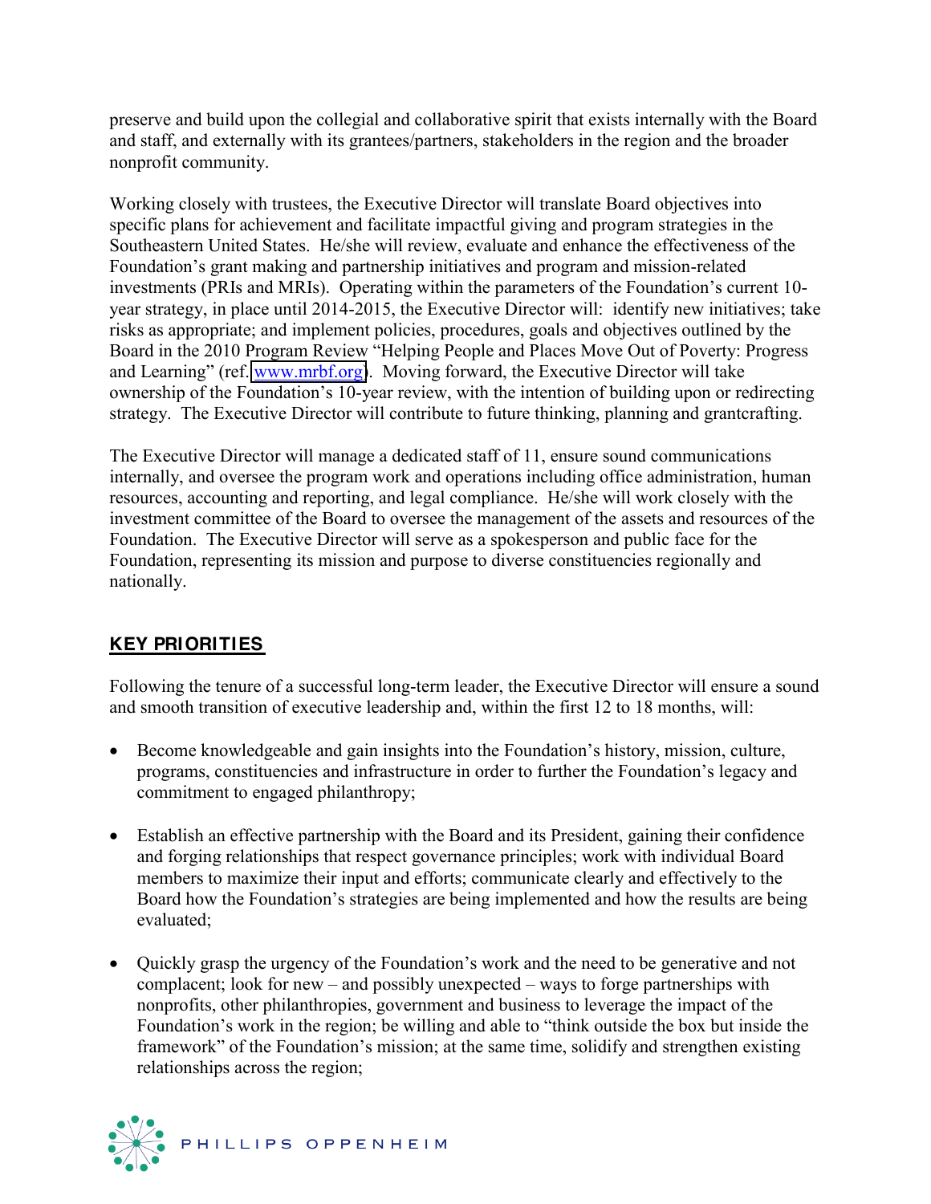preserve and build upon the collegial and collaborative spirit that exists internally with the Board and staff, and externally with its grantees/partners, stakeholders in the region and the broader nonprofit community.

Working closely with trustees, the Executive Director will translate Board objectives into specific plans for achievement and facilitate impactful giving and program strategies in the Southeastern United States. He/she will review, evaluate and enhance the effectiveness of the Foundation's grant making and partnership initiatives and program and mission-related investments (PRIs and MRIs). Operating within the parameters of the Foundation's current 10-year strategy, in place until 2014-2015, the Executive Director will: identify new initiatives; take risks as appropriate; and implement policies, procedures, goals and objectives outlined by the Board in the 2010 Program Review "Helping People and Places Move Out of Poverty: Progress and Learning" (ref. www.mrbf.org). Moving forward, the Executive Director will take ownership of the Foundation's 10-year review, with the intention of building upon or redirecting strategy. The Executive Director will contribute to future thinking, planning and grantcrafting.

The Executive Director will manage a dedicated staff of 11, ensure sound communications internally, and oversee the program work and operations including office administration, human resources, accounting and reporting, and legal compliance. He/she will work closely with the investment committee of the Board to oversee the management of the assets and resources of the Foundation. The Executive Director will serve as a spokesperson and public face for the Foundation, representing its mission and purpose to diverse constituencies regionally and nationally.

## KEY PRIORITIES

Following the tenure of a successful long-term leader, the Executive Director will ensure a sound and smooth transition of executive leadership and, within the first 12 to 18 months, will:

- Become knowledgeable and gain insights into the Foundation's history, mission, culture, programs, constituencies and infrastructure in order to further the Foundation's legacy and commitment to engaged philanthropy;

- Establish an effective partnership with the Board and its President, gaining their confidence and forging relationships that respect governance principles; work with individual Board members to maximize their input and efforts; communicate clearly and effectively to the Board how the Foundation's strategies are being implemented and how the results are being evaluated;

- Quickly grasp the urgency of the Foundation's work and the need to be generative and not complacent; look for new – and possibly unexpected – ways to forge partnerships with nonprofits, other philanthropies, government and business to leverage the impact of the Foundation's work in the region; be willing and able to "think outside the box but inside the framework" of the Foundation's mission; at the same time, solidify and strengthen existing relationships across the region;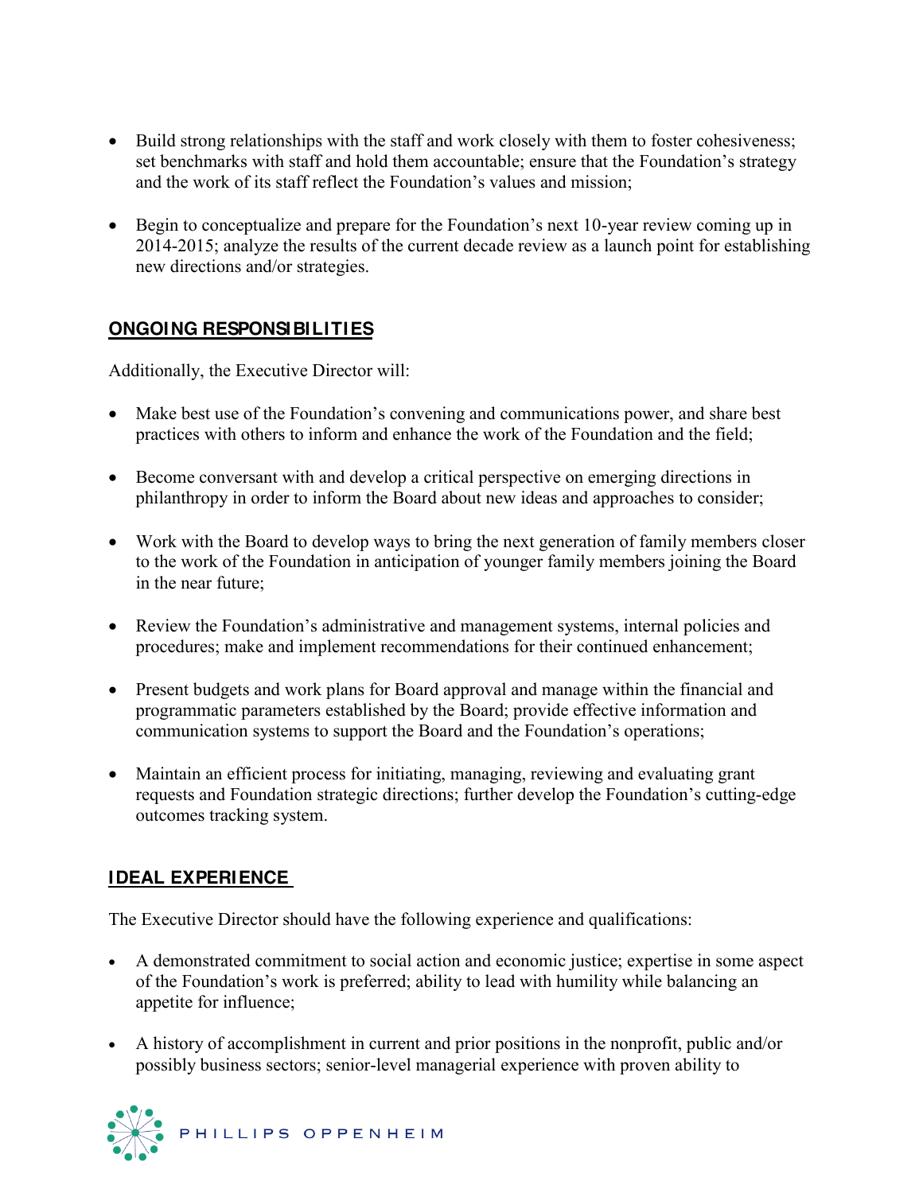- Build strong relationships with the staff and work closely with them to foster cohesiveness; set benchmarks with staff and hold them accountable; ensure that the Foundation's strategy and the work of its staff reflect the Foundation's values and mission;

- Begin to conceptualize and prepare for the Foundation's next 10-year review coming up in 2014-2015; analyze the results of the current decade review as a launch point for establishing new directions and/or strategies.

## ONGOING RESPONSIBILITIES

Additionally, the Executive Director will:

- Make best use of the Foundation's convening and communications power, and share best practices with others to inform and enhance the work of the Foundation and the field;

- Become conversant with and develop a critical perspective on emerging directions in philanthropy in order to inform the Board about new ideas and approaches to consider;

- Work with the Board to develop ways to bring the next generation of family members closer to the work of the Foundation in anticipation of younger family members joining the Board in the near future;

- Review the Foundation's administrative and management systems, internal policies and procedures; make and implement recommendations for their continued enhancement;

- Present budgets and work plans for Board approval and manage within the financial and programmatic parameters established by the Board; provide effective information and communication systems to support the Board and the Foundation's operations;

- Maintain an efficient process for initiating, managing, reviewing and evaluating grant requests and Foundation strategic directions; further develop the Foundation's cutting-edge outcomes tracking system.

## IDEAL EXPERIENCE

The Executive Director should have the following experience and qualifications:

- A demonstrated commitment to social action and economic justice; expertise in some aspect of the Foundation's work is preferred; ability to lead with humility while balancing an appetite for influence;

- A history of accomplishment in current and prior positions in the nonprofit, public and/or possibly business sectors; senior-level managerial experience with proven ability to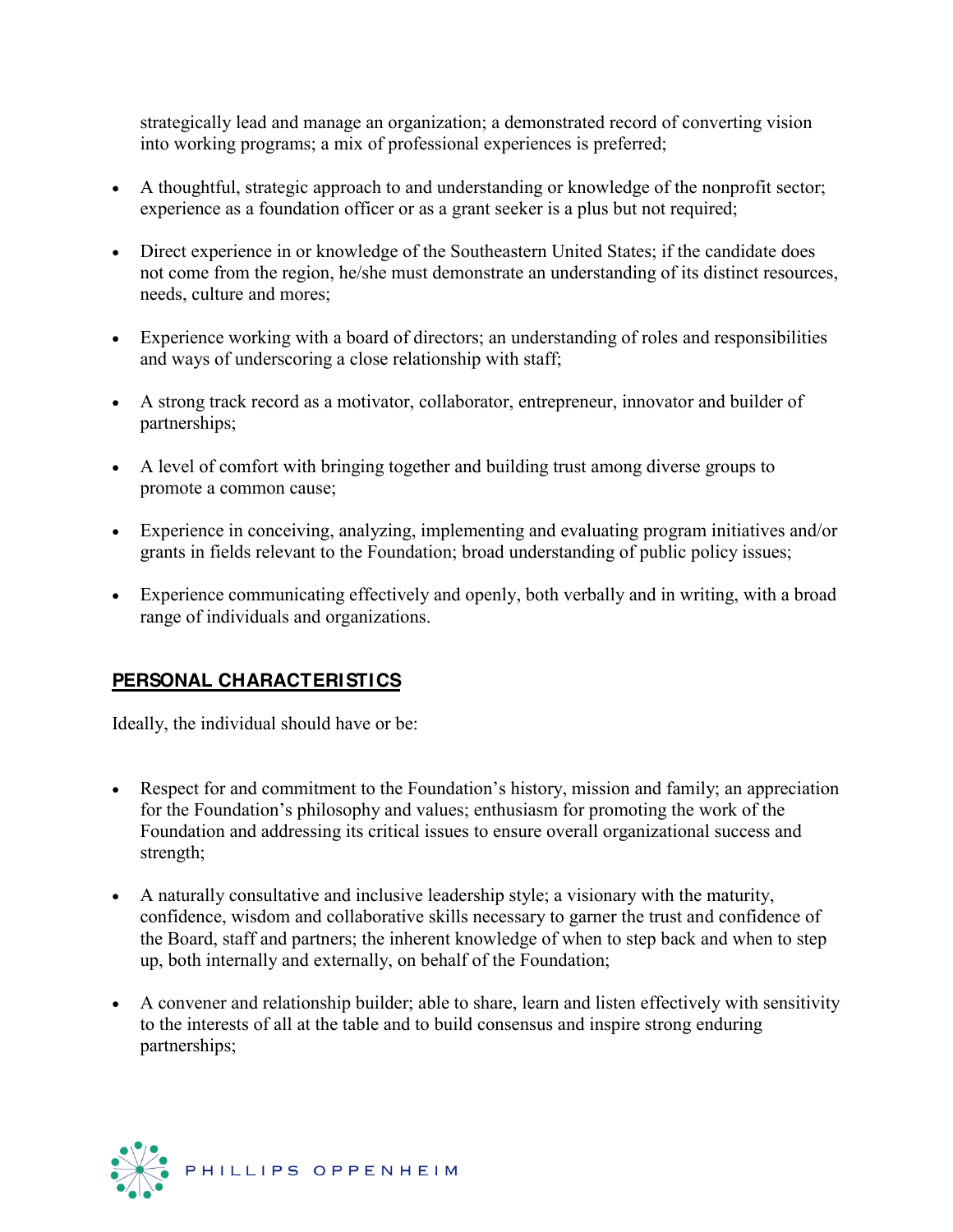strategically lead and manage an organization; a demonstrated record of converting vision into working programs; a mix of professional experiences is preferred;

- A thoughtful, strategic approach to and understanding or knowledge of the nonprofit sector; experience as a foundation officer or as a grant seeker is a plus but not required;
- Direct experience in or knowledge of the Southeastern United States; if the candidate does not come from the region, he/she must demonstrate an understanding of its distinct resources, needs, culture and mores;
- Experience working with a board of directors; an understanding of roles and responsibilities and ways of underscoring a close relationship with staff;
- A strong track record as a motivator, collaborator, entrepreneur, innovator and builder of partnerships;
- A level of comfort with bringing together and building trust among diverse groups to promote a common cause;
- Experience in conceiving, analyzing, implementing and evaluating program initiatives and/or grants in fields relevant to the Foundation; broad understanding of public policy issues;
- Experience communicating effectively and openly, both verbally and in writing, with a broad range of individuals and organizations.

## PERSONAL CHARACTERISTICS

Ideally, the individual should have or be:

- Respect for and commitment to the Foundation's history, mission and family; an appreciation for the Foundation's philosophy and values; enthusiasm for promoting the work of the Foundation and addressing its critical issues to ensure overall organizational success and strength;
- A naturally consultative and inclusive leadership style; a visionary with the maturity, confidence, wisdom and collaborative skills necessary to garner the trust and confidence of the Board, staff and partners; the inherent knowledge of when to step back and when to step up, both internally and externally, on behalf of the Foundation;
- A convener and relationship builder; able to share, learn and listen effectively with sensitivity to the interests of all at the table and to build consensus and inspire strong enduring partnerships;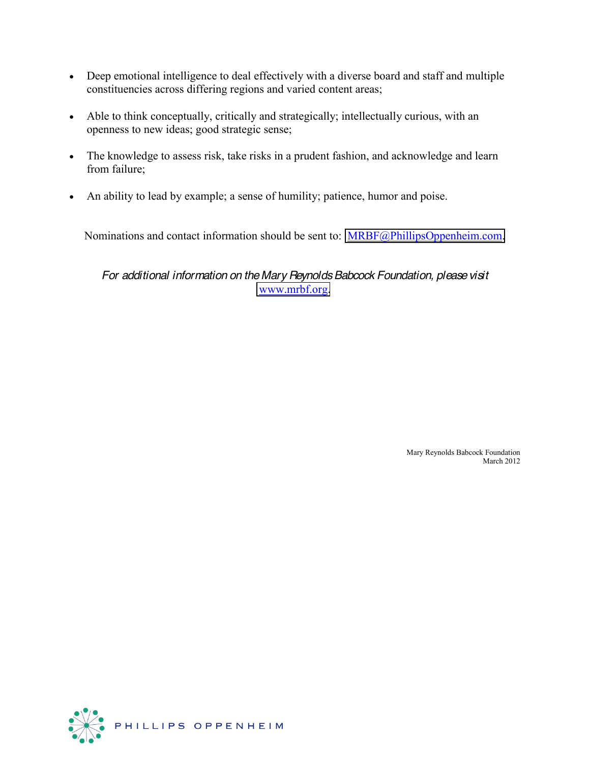- Deep emotional intelligence to deal effectively with a diverse board and staff and multiple constituencies across differing regions and varied content areas;

- Able to think conceptually, critically and strategically; intellectually curious, with an openness to new ideas; good strategic sense;

- The knowledge to assess risk, take risks in a prudent fashion, and acknowledge and learn from failure;

- An ability to lead by example; a sense of humility; patience, humor and poise.

Nominations and contact information should be sent to: MRBF@PhillipsOppenheim.com.

*For additional information on the Mary Reynolds Babcock Foundation, please visit www.mrbf.org.*

Mary Reynolds Babcock Foundation
March 2012